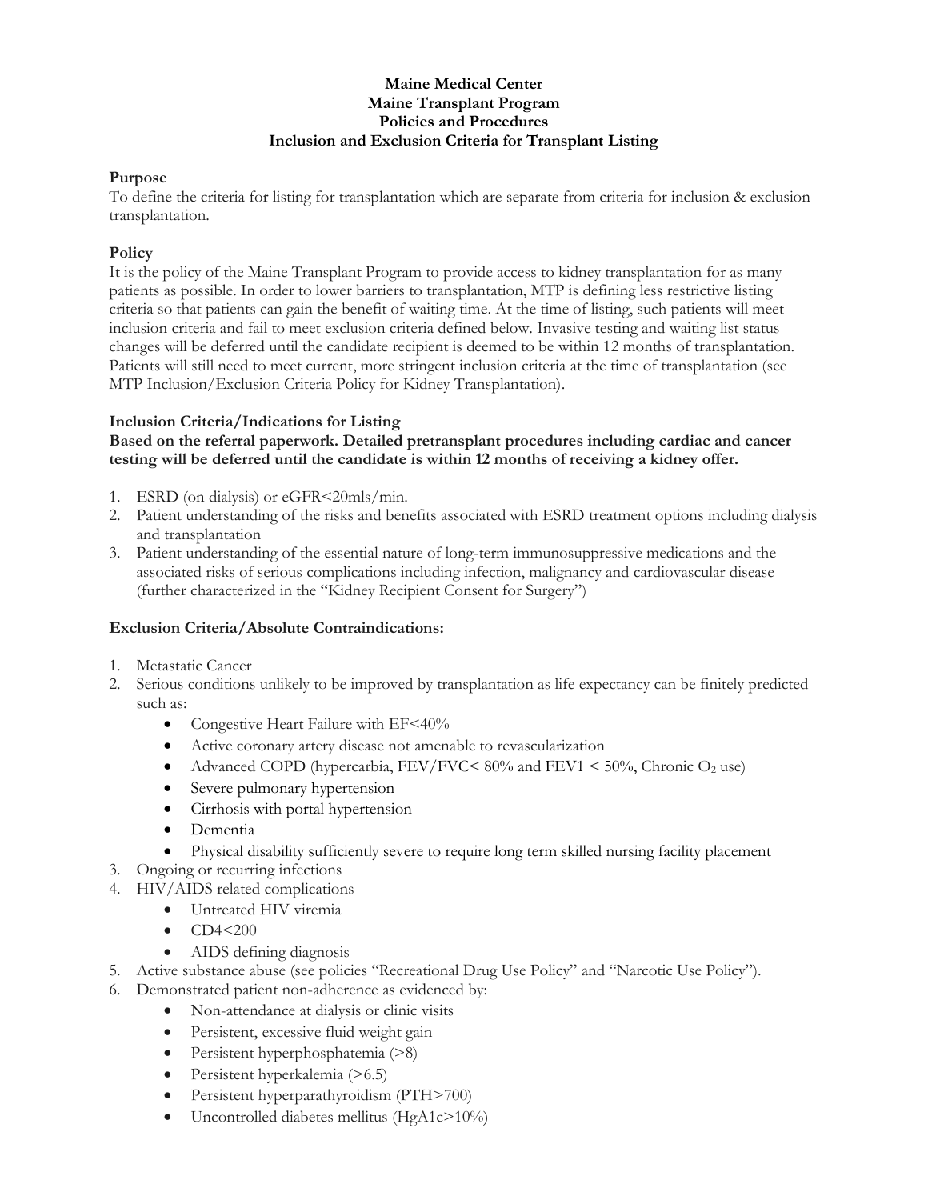# Maine Medical Center
## Maine Transplant Program
## Policies and Procedures
## Inclusion and Exclusion Criteria for Transplant Listing

**Purpose**

To define the criteria for listing for transplantation which are separate from criteria for inclusion & exclusion transplantation.

**Policy**

It is the policy of the Maine Transplant Program to provide access to kidney transplantation for as many patients as possible. In order to lower barriers to transplantation, MTP is defining less restrictive listing criteria so that patients can gain the benefit of waiting time. At the time of listing, such patients will meet inclusion criteria and fail to meet exclusion criteria defined below. Invasive testing and waiting list status changes will be deferred until the candidate recipient is deemed to be within 12 months of transplantation. Patients will still need to meet current, more stringent inclusion criteria at the time of transplantation (see MTP Inclusion/Exclusion Criteria Policy for Kidney Transplantation).

**Inclusion Criteria/Indications for Listing**

**Based on the referral paperwork. Detailed pretransplant procedures including cardiac and cancer testing will be deferred until the candidate is within 12 months of receiving a kidney offer.**

1. ESRD (on dialysis) or eGFR<20mls/min.
2. Patient understanding of the risks and benefits associated with ESRD treatment options including dialysis and transplantation
3. Patient understanding of the essential nature of long-term immunosuppressive medications and the associated risks of serious complications including infection, malignancy and cardiovascular disease (further characterized in the "Kidney Recipient Consent for Surgery")

**Exclusion Criteria/Absolute Contraindications:**

1. Metastatic Cancer
2. Serious conditions unlikely to be improved by transplantation as life expectancy can be finitely predicted such as:
    - Congestive Heart Failure with EF<40%
    - Active coronary artery disease not amenable to revascularization
    - Advanced COPD (hypercarbia, FEV/FVC< 80% and FEV1 < 50%, Chronic $O_2$ use)
    - Severe pulmonary hypertension
    - Cirrhosis with portal hypertension
    - Dementia
    - Physical disability sufficiently severe to require long term skilled nursing facility placement
3. Ongoing or recurring infections
4. HIV/AIDS related complications
    - Untreated HIV viremia
    - CD4<200
    - AIDS defining diagnosis
5. Active substance abuse (see policies "Recreational Drug Use Policy" and "Narcotic Use Policy").
6. Demonstrated patient non-adherence as evidenced by:
    - Non-attendance at dialysis or clinic visits
    - Persistent, excessive fluid weight gain
    - Persistent hyperphosphatemia (>8)
    - Persistent hyperkalemia (>6.5)
    - Persistent hyperparathyroidism (PTH>700)
    - Uncontrolled diabetes mellitus (HgA1c>10%)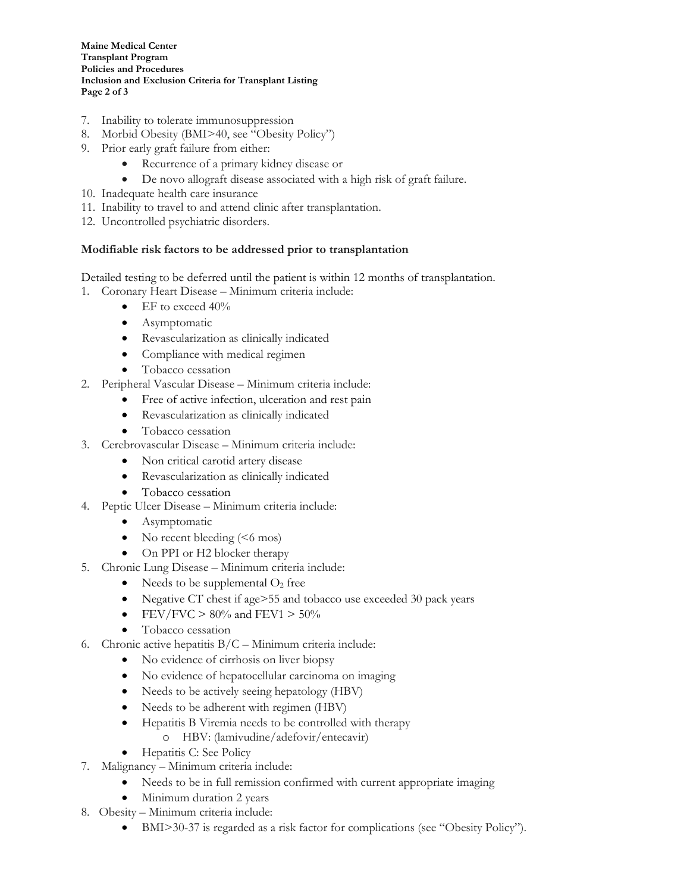7. Inability to tolerate immunosuppression
8. Morbid Obesity (BMI>40, see "Obesity Policy")
9. Prior early graft failure from either:
    - Recurrence of a primary kidney disease or
    - De novo allograft disease associated with a high risk of graft failure.
10. Inadequate health care insurance
11. Inability to travel to and attend clinic after transplantation.
12. Uncontrolled psychiatric disorders.

**Modifiable risk factors to be addressed prior to transplantation**

Detailed testing to be deferred until the patient is within 12 months of transplantation.

1. Coronary Heart Disease – Minimum criteria include:
    - EF to exceed 40%
    - Asymptomatic
    - Revascularization as clinically indicated
    - Compliance with medical regimen
    - Tobacco cessation
2. Peripheral Vascular Disease – Minimum criteria include:
    - Free of active infection, ulceration and rest pain
    - Revascularization as clinically indicated
    - Tobacco cessation
3. Cerebrovascular Disease – Minimum criteria include:
    - Non critical carotid artery disease
    - Revascularization as clinically indicated
    - Tobacco cessation
4. Peptic Ulcer Disease – Minimum criteria include:
    - Asymptomatic
    - No recent bleeding (<6 mos)
    - On PPI or H2 blocker therapy
5. Chronic Lung Disease – Minimum criteria include:
    - Needs to be supplemental $O_2$ free
    - Negative CT chest if age>55 and tobacco use exceeded 30 pack years
    - FEV/FVC > 80% and FEV1 > 50%
    - Tobacco cessation
6. Chronic active hepatitis B/C – Minimum criteria include:
    - No evidence of cirrhosis on liver biopsy
    - No evidence of hepatocellular carcinoma on imaging
    - Needs to be actively seeing hepatology (HBV)
    - Needs to be adherent with regimen (HBV)
    - Hepatitis B Viremia needs to be controlled with therapy
        - HBV: (lamivudine/adefovir/entecavir)
    - Hepatitis C: See Policy
7. Malignancy – Minimum criteria include:
    - Needs to be in full remission confirmed with current appropriate imaging
    - Minimum duration 2 years
8. Obesity – Minimum criteria include:
    - BMI>30-37 is regarded as a risk factor for complications (see "Obesity Policy").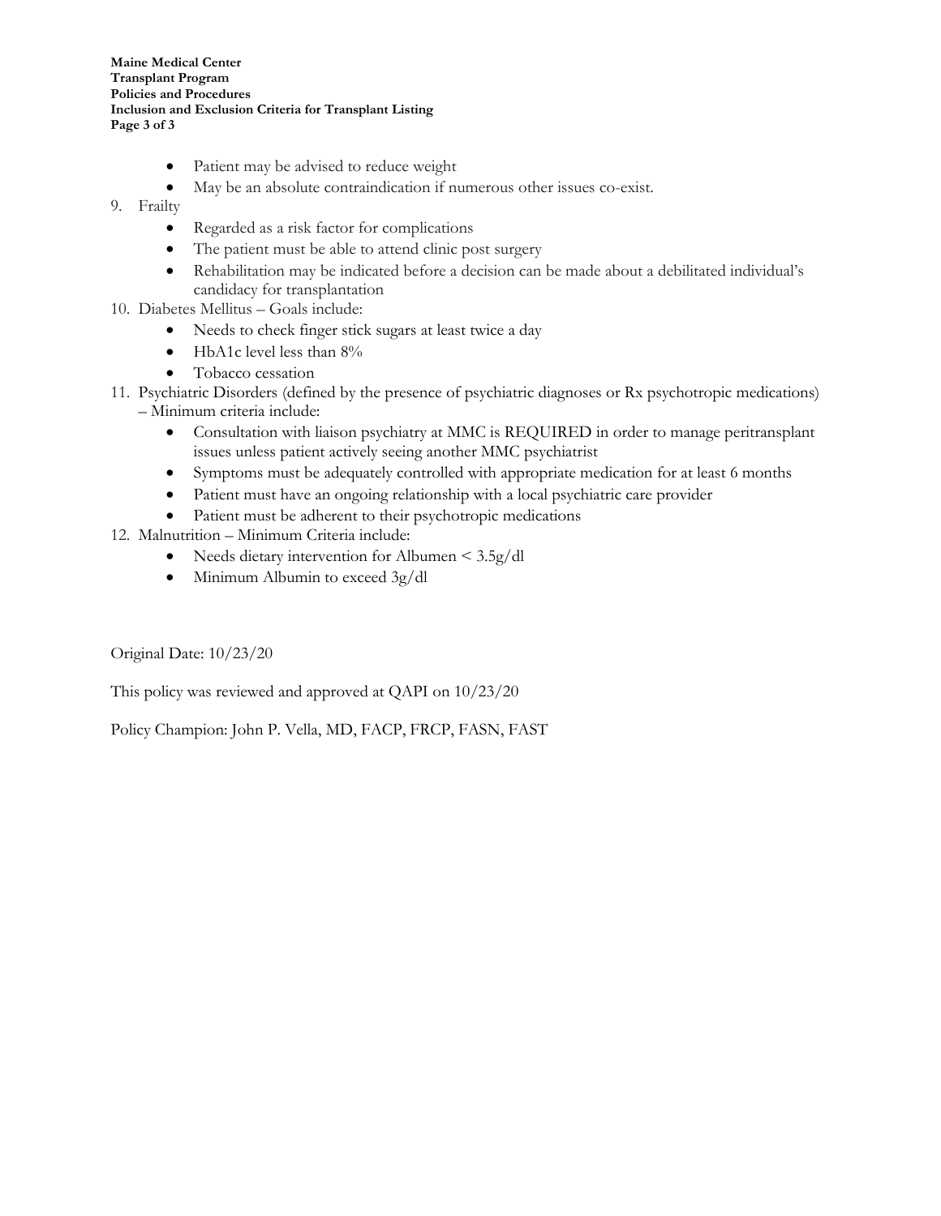- Patient may be advised to reduce weight
- May be an absolute contraindication if numerous other issues co-exist.

9. Frailty
    - Regarded as a risk factor for complications
    - The patient must be able to attend clinic post surgery
    - Rehabilitation may be indicated before a decision can be made about a debilitated individual's candidacy for transplantation
10. Diabetes Mellitus – Goals include:
    - Needs to check finger stick sugars at least twice a day
    - HbA1c level less than 8%
    - Tobacco cessation
11. Psychiatric Disorders (defined by the presence of psychiatric diagnoses or Rx psychotropic medications) – Minimum criteria include:
    - Consultation with liaison psychiatry at MMC is REQUIRED in order to manage peritransplant issues unless patient actively seeing another MMC psychiatrist
    - Symptoms must be adequately controlled with appropriate medication for at least 6 months
    - Patient must have an ongoing relationship with a local psychiatric care provider
    - Patient must be adherent to their psychotropic medications
12. Malnutrition – Minimum Criteria include:
    - Needs dietary intervention for Albumen < 3.5g/dl
    - Minimum Albumin to exceed 3g/dl

Original Date: 10/23/20

This policy was reviewed and approved at QAPI on 10/23/20

Policy Champion: John P. Vella, MD, FACP, FRCP, FASN, FAST